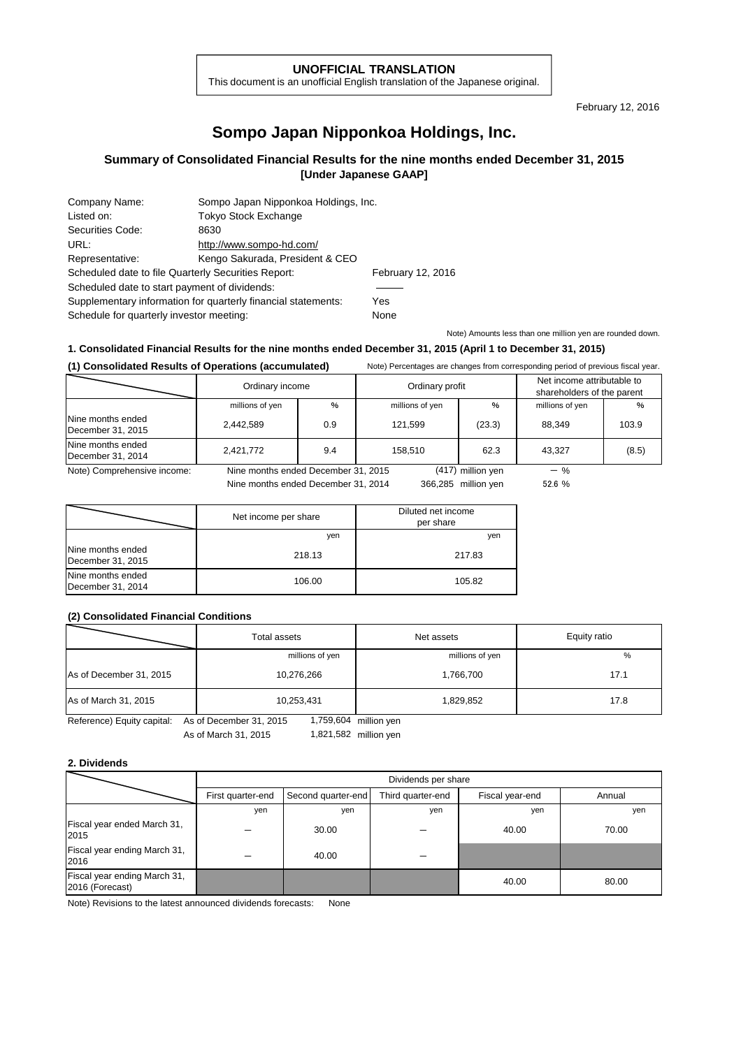**UNOFFICIAL TRANSLATION**

This document is an unofficial English translation of the Japanese original.

February 12, 2016

# Sompo Japan Nipponkoa Holdings, Inc.

## Summary of Consolidated Financial Results for the nine months ended December 31, 2015 [Under Japanese GAAP]

| | | |
|---|---|---|
| Company Name: | Sompo Japan Nipponkoa Holdings, Inc. | |
| Listed on: | Tokyo Stock Exchange | |
| Securities Code: | 8630 | |
| URL: | http://www.sompo-hd.com/ | |
| Representative: | Kengo Sakurada, President & CEO | |
| Scheduled date to file Quarterly Securities Report: | | February 12, 2016 |
| Scheduled date to start payment of dividends: | | ――― |
| Supplementary information for quarterly financial statements: | | Yes |
| Schedule for quarterly investor meeting: | | None |

Note) Amounts less than one million yen are rounded down.

### 1. Consolidated Financial Results for the nine months ended December 31, 2015 (April 1 to December 31, 2015)

**(1) Consolidated Results of Operations (accumulated)**

Note) Percentages are changes from corresponding period of previous fiscal year.

| | Ordinary income | | Ordinary profit | | Net income attributable to shareholders of the parent | |
|---|---|---|---|---|---|---|
| | millions of yen | % | millions of yen | % | millions of yen | % |
| Nine months ended December 31, 2015 | 2,442,589 | 0.9 | 121,599 | (23.3) | 88,349 | 103.9 |
| Nine months ended December 31, 2014 | 2,421,772 | 9.4 | 158,510 | 62.3 | 43,327 | (8.5) |

Note) Comprehensive income:
Nine months ended December 31, 2015 (417) million yen － %
Nine months ended December 31, 2014 366,285 million yen 52.6 %

| | Net income per share | Diluted net income per share |
|---|---|---|
| | yen | yen |
| Nine months ended December 31, 2015 | 218.13 | 217.83 |
| Nine months ended December 31, 2014 | 106.00 | 105.82 |

**(2) Consolidated Financial Conditions**

| | Total assets | Net assets | Equity ratio |
|---|---|---|---|
| | millions of yen | millions of yen | % |
| As of December 31, 2015 | 10,276,266 | 1,766,700 | 17.1 |
| As of March 31, 2015 | 10,253,431 | 1,829,852 | 17.8 |

Reference) Equity capital:
As of December 31, 2015 1,759,604 million yen
As of March 31, 2015 1,821,582 million yen

### 2. Dividends

| | Dividends per share | | | | |
|---|---|---|---|---|---|
| | First quarter-end | Second quarter-end | Third quarter-end | Fiscal year-end | Annual |
| | yen | yen | yen | yen | yen |
| Fiscal year ended March 31, 2015 | － | 30.00 | － | 40.00 | 70.00 |
| Fiscal year ending March 31, 2016 | － | 40.00 | － | | |
| Fiscal year ending March 31, 2016 (Forecast) | | | | 40.00 | 80.00 |

Note) Revisions to the latest announced dividends forecasts: None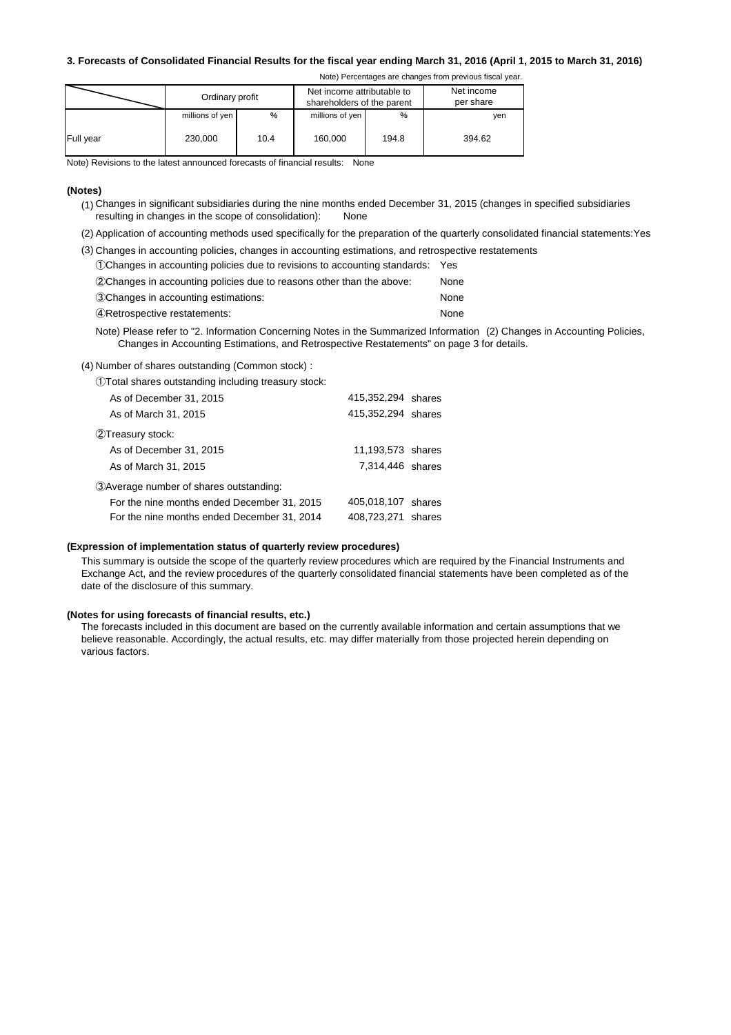### 3. Forecasts of Consolidated Financial Results for the fiscal year ending March 31, 2016 (April 1, 2015 to March 31, 2016)

Note) Percentages are changes from previous fiscal year.

| | Ordinary profit | | Net income attributable to shareholders of the parent | | Net income per share |
|---|---|---|---|---|---|
| | millions of yen | % | millions of yen | % | yen |
| Full year | 230,000 | 10.4 | 160,000 | 194.8 | 394.62 |

Note) Revisions to the latest announced forecasts of financial results: None

**(Notes)**

(1) Changes in significant subsidiaries during the nine months ended December 31, 2015 (changes in specified subsidiaries resulting in changes in the scope of consolidation): None

(2) Application of accounting methods used specifically for the preparation of the quarterly consolidated financial statements: Yes

(3) Changes in accounting policies, changes in accounting estimations, and retrospective restatements

①Changes in accounting policies due to revisions to accounting standards: Yes

②Changes in accounting policies due to reasons other than the above: None

③Changes in accounting estimations: None

④Retrospective restatements: None

Note) Please refer to "2. Information Concerning Notes in the Summarized Information (2) Changes in Accounting Policies, Changes in Accounting Estimations, and Retrospective Restatements" on page 3 for details.

(4) Number of shares outstanding (Common stock) :

①Total shares outstanding including treasury stock:

| | |
|---|---|
| As of December 31, 2015 | 415,352,294 shares |
| As of March 31, 2015 | 415,352,294 shares |

②Treasury stock:

| | |
|---|---|
| As of December 31, 2015 | 11,193,573 shares |
| As of March 31, 2015 | 7,314,446 shares |

③Average number of shares outstanding:

| | |
|---|---|
| For the nine months ended December 31, 2015 | 405,018,107 shares |
| For the nine months ended December 31, 2014 | 408,723,271 shares |

**(Expression of implementation status of quarterly review procedures)**

This summary is outside the scope of the quarterly review procedures which are required by the Financial Instruments and Exchange Act, and the review procedures of the quarterly consolidated financial statements have been completed as of the date of the disclosure of this summary.

**(Notes for using forecasts of financial results, etc.)**

The forecasts included in this document are based on the currently available information and certain assumptions that we believe reasonable. Accordingly, the actual results, etc. may differ materially from those projected herein depending on various factors.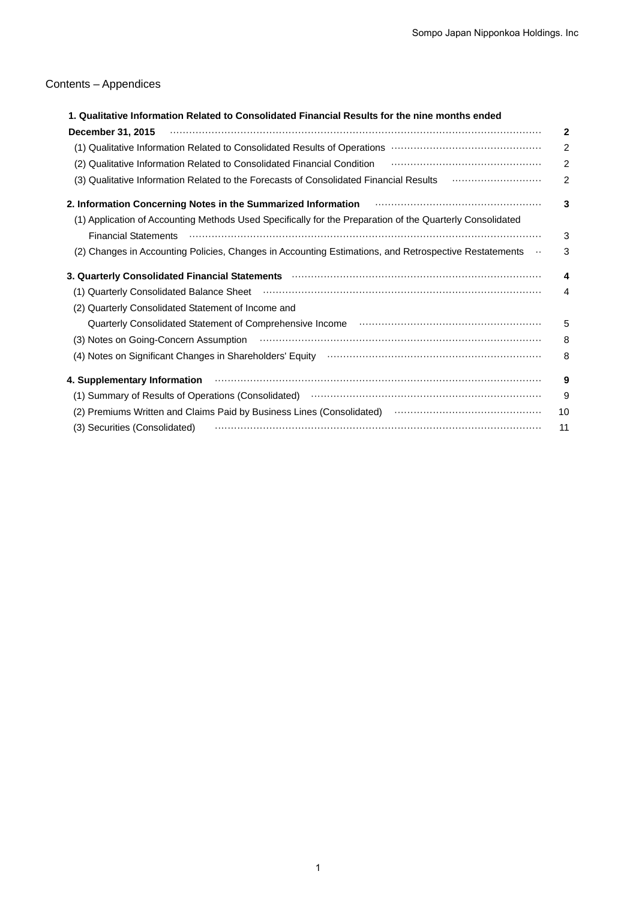## Contents – Appendices

| | |
|---|---|
| **1. Qualitative Information Related to Consolidated Financial Results for the nine months ended December 31, 2015** | **2** |
| (1) Qualitative Information Related to Consolidated Results of Operations | 2 |
| (2) Qualitative Information Related to Consolidated Financial Condition | 2 |
| (3) Qualitative Information Related to the Forecasts of Consolidated Financial Results | 2 |
| **2. Information Concerning Notes in the Summarized Information** | **3** |
| (1) Application of Accounting Methods Used Specifically for the Preparation of the Quarterly Consolidated Financial Statements | 3 |
| (2) Changes in Accounting Policies, Changes in Accounting Estimations, and Retrospective Restatements | 3 |
| **3. Quarterly Consolidated Financial Statements** | **4** |
| (1) Quarterly Consolidated Balance Sheet | 4 |
| (2) Quarterly Consolidated Statement of Income and Quarterly Consolidated Statement of Comprehensive Income | 5 |
| (3) Notes on Going-Concern Assumption | 8 |
| (4) Notes on Significant Changes in Shareholders' Equity | 8 |
| **4. Supplementary Information** | **9** |
| (1) Summary of Results of Operations (Consolidated) | 9 |
| (2) Premiums Written and Claims Paid by Business Lines (Consolidated) | 10 |
| (3) Securities (Consolidated) | 11 |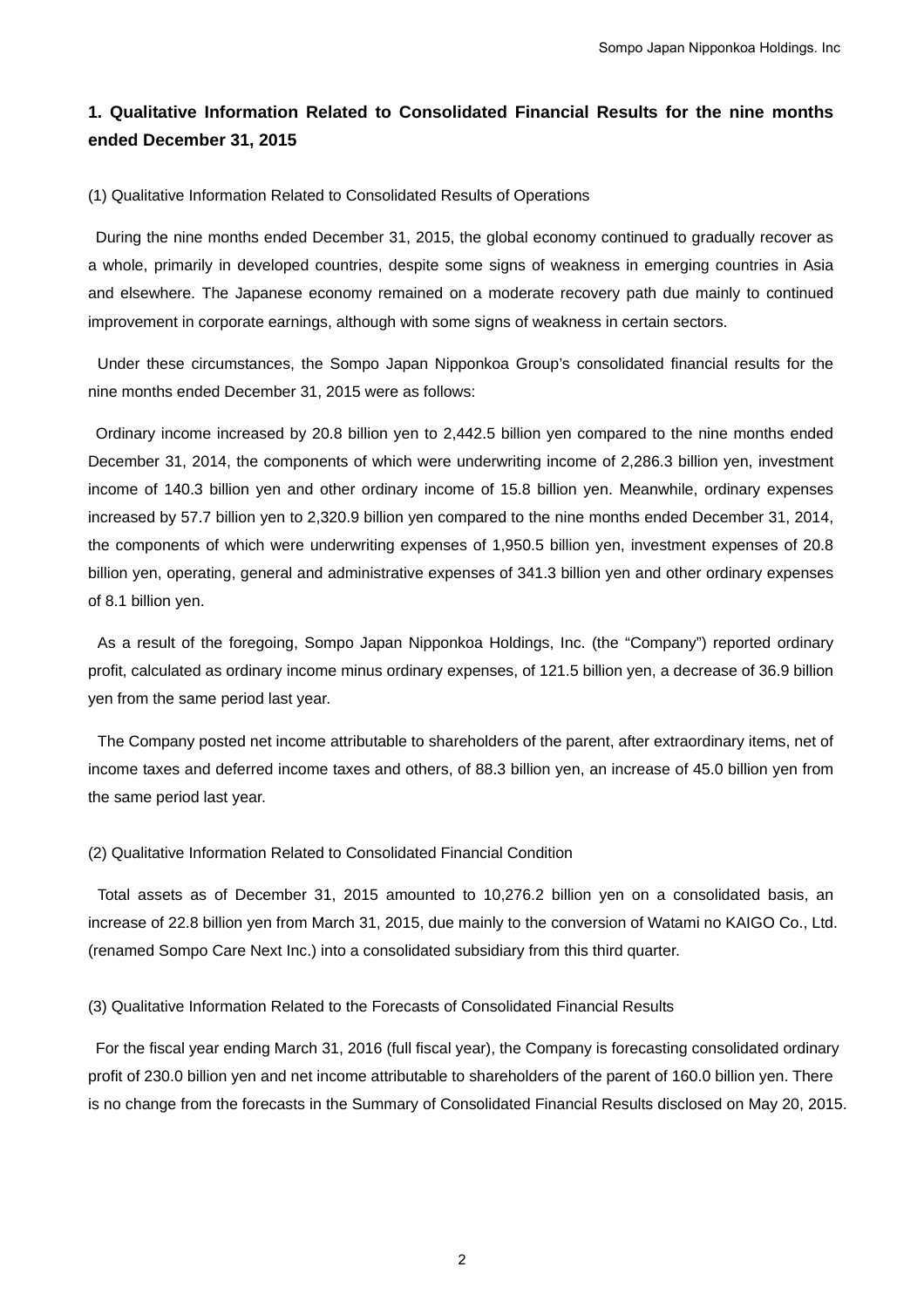## 1. Qualitative Information Related to Consolidated Financial Results for the nine months ended December 31, 2015

### (1) Qualitative Information Related to Consolidated Results of Operations

During the nine months ended December 31, 2015, the global economy continued to gradually recover as a whole, primarily in developed countries, despite some signs of weakness in emerging countries in Asia and elsewhere. The Japanese economy remained on a moderate recovery path due mainly to continued improvement in corporate earnings, although with some signs of weakness in certain sectors.

Under these circumstances, the Sompo Japan Nipponkoa Group's consolidated financial results for the nine months ended December 31, 2015 were as follows:

Ordinary income increased by 20.8 billion yen to 2,442.5 billion yen compared to the nine months ended December 31, 2014, the components of which were underwriting income of 2,286.3 billion yen, investment income of 140.3 billion yen and other ordinary income of 15.8 billion yen. Meanwhile, ordinary expenses increased by 57.7 billion yen to 2,320.9 billion yen compared to the nine months ended December 31, 2014, the components of which were underwriting expenses of 1,950.5 billion yen, investment expenses of 20.8 billion yen, operating, general and administrative expenses of 341.3 billion yen and other ordinary expenses of 8.1 billion yen.

As a result of the foregoing, Sompo Japan Nipponkoa Holdings, Inc. (the "Company") reported ordinary profit, calculated as ordinary income minus ordinary expenses, of 121.5 billion yen, a decrease of 36.9 billion yen from the same period last year.

The Company posted net income attributable to shareholders of the parent, after extraordinary items, net of income taxes and deferred income taxes and others, of 88.3 billion yen, an increase of 45.0 billion yen from the same period last year.

### (2) Qualitative Information Related to Consolidated Financial Condition

Total assets as of December 31, 2015 amounted to 10,276.2 billion yen on a consolidated basis, an increase of 22.8 billion yen from March 31, 2015, due mainly to the conversion of Watami no KAIGO Co., Ltd. (renamed Sompo Care Next Inc.) into a consolidated subsidiary from this third quarter.

### (3) Qualitative Information Related to the Forecasts of Consolidated Financial Results

For the fiscal year ending March 31, 2016 (full fiscal year), the Company is forecasting consolidated ordinary profit of 230.0 billion yen and net income attributable to shareholders of the parent of 160.0 billion yen. There is no change from the forecasts in the Summary of Consolidated Financial Results disclosed on May 20, 2015.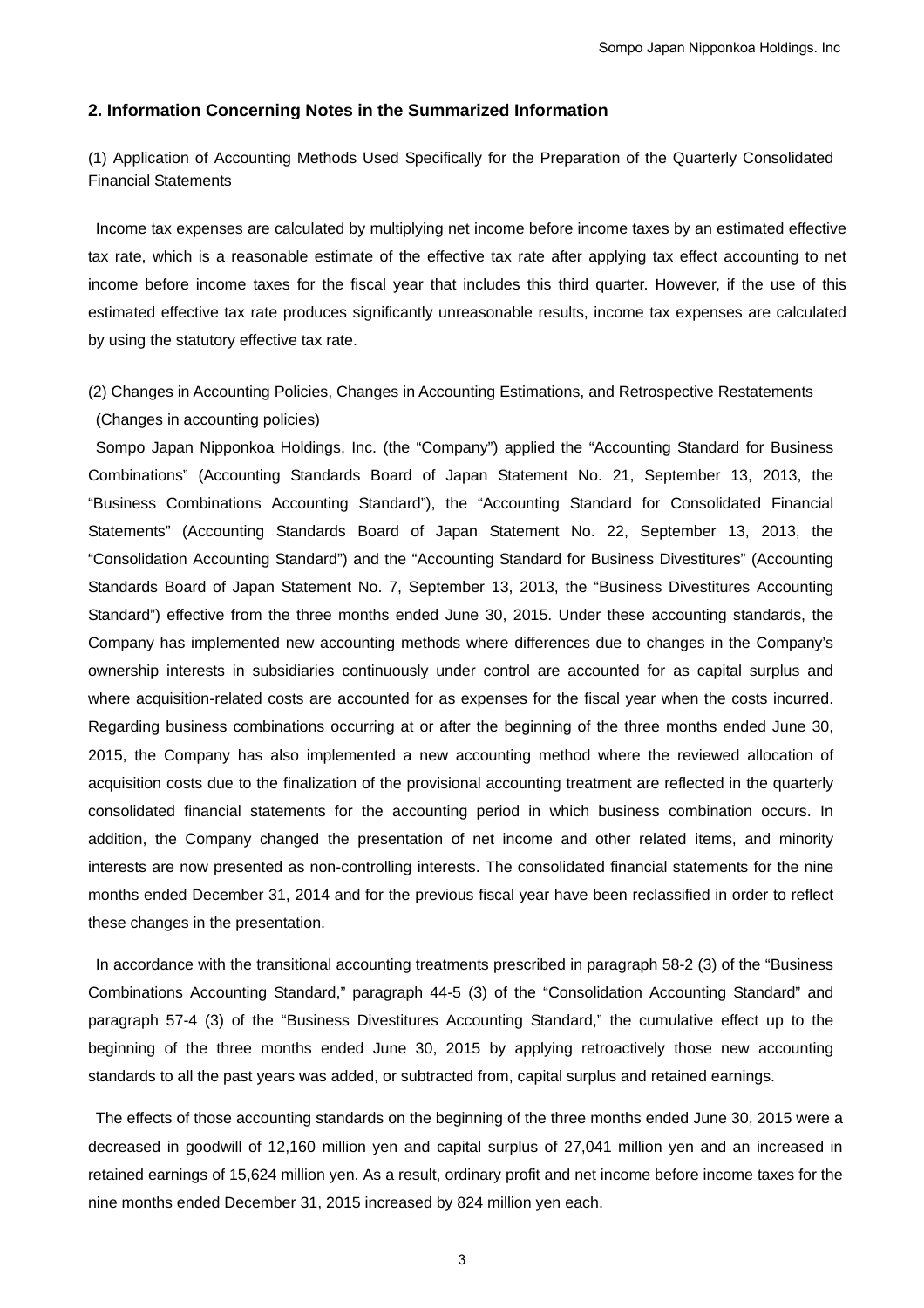## 2. Information Concerning Notes in the Summarized Information

(1) Application of Accounting Methods Used Specifically for the Preparation of the Quarterly Consolidated Financial Statements

Income tax expenses are calculated by multiplying net income before income taxes by an estimated effective tax rate, which is a reasonable estimate of the effective tax rate after applying tax effect accounting to net income before income taxes for the fiscal year that includes this third quarter. However, if the use of this estimated effective tax rate produces significantly unreasonable results, income tax expenses are calculated by using the statutory effective tax rate.

(2) Changes in Accounting Policies, Changes in Accounting Estimations, and Retrospective Restatements

(Changes in accounting policies)

Sompo Japan Nipponkoa Holdings, Inc. (the "Company") applied the "Accounting Standard for Business Combinations" (Accounting Standards Board of Japan Statement No. 21, September 13, 2013, the "Business Combinations Accounting Standard"), the "Accounting Standard for Consolidated Financial Statements" (Accounting Standards Board of Japan Statement No. 22, September 13, 2013, the "Consolidation Accounting Standard") and the "Accounting Standard for Business Divestitures" (Accounting Standards Board of Japan Statement No. 7, September 13, 2013, the "Business Divestitures Accounting Standard") effective from the three months ended June 30, 2015. Under these accounting standards, the Company has implemented new accounting methods where differences due to changes in the Company's ownership interests in subsidiaries continuously under control are accounted for as capital surplus and where acquisition-related costs are accounted for as expenses for the fiscal year when the costs incurred. Regarding business combinations occurring at or after the beginning of the three months ended June 30, 2015, the Company has also implemented a new accounting method where the reviewed allocation of acquisition costs due to the finalization of the provisional accounting treatment are reflected in the quarterly consolidated financial statements for the accounting period in which business combination occurs. In addition, the Company changed the presentation of net income and other related items, and minority interests are now presented as non-controlling interests. The consolidated financial statements for the nine months ended December 31, 2014 and for the previous fiscal year have been reclassified in order to reflect these changes in the presentation.

In accordance with the transitional accounting treatments prescribed in paragraph 58-2 (3) of the "Business Combinations Accounting Standard," paragraph 44-5 (3) of the "Consolidation Accounting Standard" and paragraph 57-4 (3) of the "Business Divestitures Accounting Standard," the cumulative effect up to the beginning of the three months ended June 30, 2015 by applying retroactively those new accounting standards to all the past years was added, or subtracted from, capital surplus and retained earnings.

The effects of those accounting standards on the beginning of the three months ended June 30, 2015 were a decreased in goodwill of 12,160 million yen and capital surplus of 27,041 million yen and an increased in retained earnings of 15,624 million yen. As a result, ordinary profit and net income before income taxes for the nine months ended December 31, 2015 increased by 824 million yen each.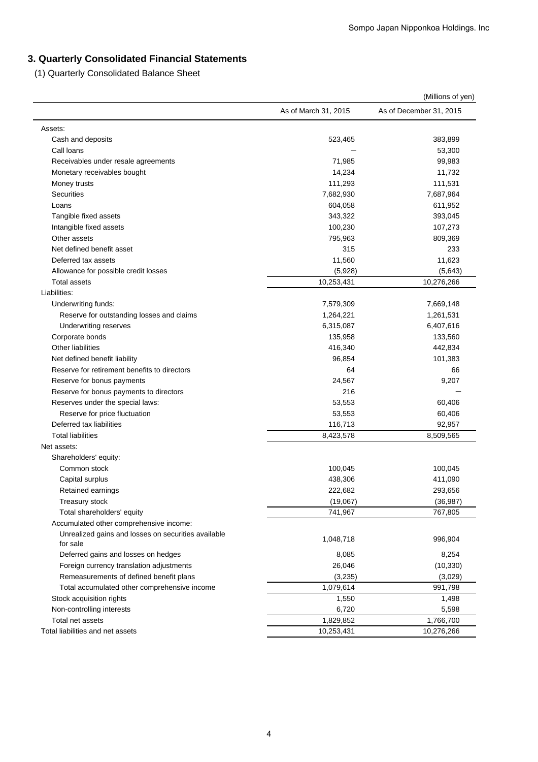## 3. Quarterly Consolidated Financial Statements

(1) Quarterly Consolidated Balance Sheet

(Millions of yen)

| | As of March 31, 2015 | As of December 31, 2015 |
|---|---|---|
| Assets: | | |
| Cash and deposits | 523,465 | 383,899 |
| Call loans | ― | 53,300 |
| Receivables under resale agreements | 71,985 | 99,983 |
| Monetary receivables bought | 14,234 | 11,732 |
| Money trusts | 111,293 | 111,531 |
| Securities | 7,682,930 | 7,687,964 |
| Loans | 604,058 | 611,952 |
| Tangible fixed assets | 343,322 | 393,045 |
| Intangible fixed assets | 100,230 | 107,273 |
| Other assets | 795,963 | 809,369 |
| Net defined benefit asset | 315 | 233 |
| Deferred tax assets | 11,560 | 11,623 |
| Allowance for possible credit losses | (5,928) | (5,643) |
| Total assets | 10,253,431 | 10,276,266 |
| Liabilities: | | |
| Underwriting funds: | 7,579,309 | 7,669,148 |
| Reserve for outstanding losses and claims | 1,264,221 | 1,261,531 |
| Underwriting reserves | 6,315,087 | 6,407,616 |
| Corporate bonds | 135,958 | 133,560 |
| Other liabilities | 416,340 | 442,834 |
| Net defined benefit liability | 96,854 | 101,383 |
| Reserve for retirement benefits to directors | 64 | 66 |
| Reserve for bonus payments | 24,567 | 9,207 |
| Reserve for bonus payments to directors | 216 | ― |
| Reserves under the special laws: | 53,553 | 60,406 |
| Reserve for price fluctuation | 53,553 | 60,406 |
| Deferred tax liabilities | 116,713 | 92,957 |
| Total liabilities | 8,423,578 | 8,509,565 |
| Net assets: | | |
| Shareholders' equity: | | |
| Common stock | 100,045 | 100,045 |
| Capital surplus | 438,306 | 411,090 |
| Retained earnings | 222,682 | 293,656 |
| Treasury stock | (19,067) | (36,987) |
| Total shareholders' equity | 741,967 | 767,805 |
| Accumulated other comprehensive income: | | |
| Unrealized gains and losses on securities available for sale | 1,048,718 | 996,904 |
| Deferred gains and losses on hedges | 8,085 | 8,254 |
| Foreign currency translation adjustments | 26,046 | (10,330) |
| Remeasurements of defined benefit plans | (3,235) | (3,029) |
| Total accumulated other comprehensive income | 1,079,614 | 991,798 |
| Stock acquisition rights | 1,550 | 1,498 |
| Non-controlling interests | 6,720 | 5,598 |
| Total net assets | 1,829,852 | 1,766,700 |
| Total liabilities and net assets | 10,253,431 | 10,276,266 |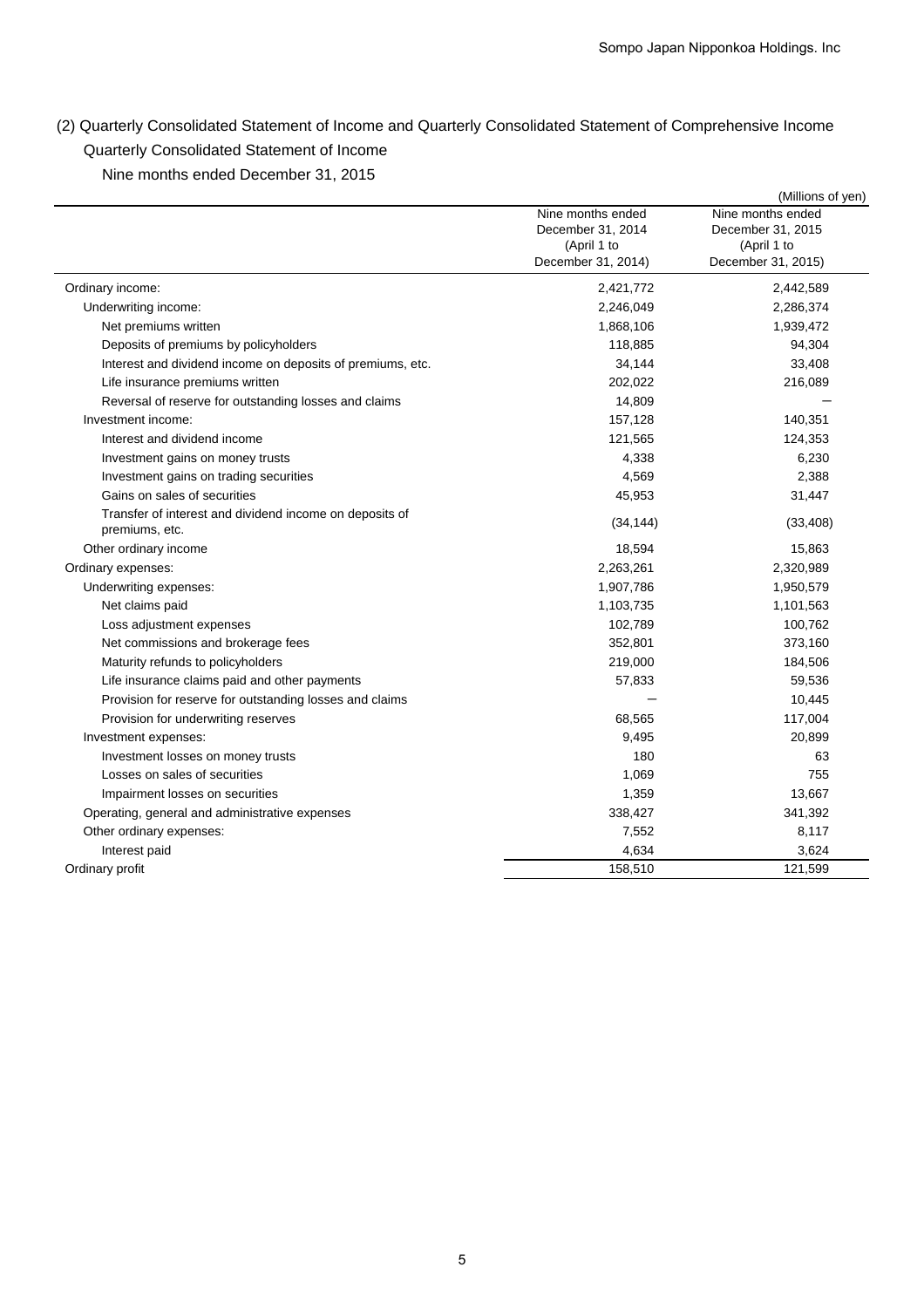## (2) Quarterly Consolidated Statement of Income and Quarterly Consolidated Statement of Comprehensive Income

### Quarterly Consolidated Statement of Income

Nine months ended December 31, 2015

(Millions of yen)

| | Nine months ended December 31, 2014 (April 1 to December 31, 2014) | Nine months ended December 31, 2015 (April 1 to December 31, 2015) |
|---|---|---|
| Ordinary income: | 2,421,772 | 2,442,589 |
| Underwriting income: | 2,246,049 | 2,286,374 |
| Net premiums written | 1,868,106 | 1,939,472 |
| Deposits of premiums by policyholders | 118,885 | 94,304 |
| Interest and dividend income on deposits of premiums, etc. | 34,144 | 33,408 |
| Life insurance premiums written | 202,022 | 216,089 |
| Reversal of reserve for outstanding losses and claims | 14,809 | — |
| Investment income: | 157,128 | 140,351 |
| Interest and dividend income | 121,565 | 124,353 |
| Investment gains on money trusts | 4,338 | 6,230 |
| Investment gains on trading securities | 4,569 | 2,388 |
| Gains on sales of securities | 45,953 | 31,447 |
| Transfer of interest and dividend income on deposits of premiums, etc. | (34,144) | (33,408) |
| Other ordinary income | 18,594 | 15,863 |
| Ordinary expenses: | 2,263,261 | 2,320,989 |
| Underwriting expenses: | 1,907,786 | 1,950,579 |
| Net claims paid | 1,103,735 | 1,101,563 |
| Loss adjustment expenses | 102,789 | 100,762 |
| Net commissions and brokerage fees | 352,801 | 373,160 |
| Maturity refunds to policyholders | 219,000 | 184,506 |
| Life insurance claims paid and other payments | 57,833 | 59,536 |
| Provision for reserve for outstanding losses and claims | — | 10,445 |
| Provision for underwriting reserves | 68,565 | 117,004 |
| Investment expenses: | 9,495 | 20,899 |
| Investment losses on money trusts | 180 | 63 |
| Losses on sales of securities | 1,069 | 755 |
| Impairment losses on securities | 1,359 | 13,667 |
| Operating, general and administrative expenses | 338,427 | 341,392 |
| Other ordinary expenses: | 7,552 | 8,117 |
| Interest paid | 4,634 | 3,624 |
| Ordinary profit | 158,510 | 121,599 |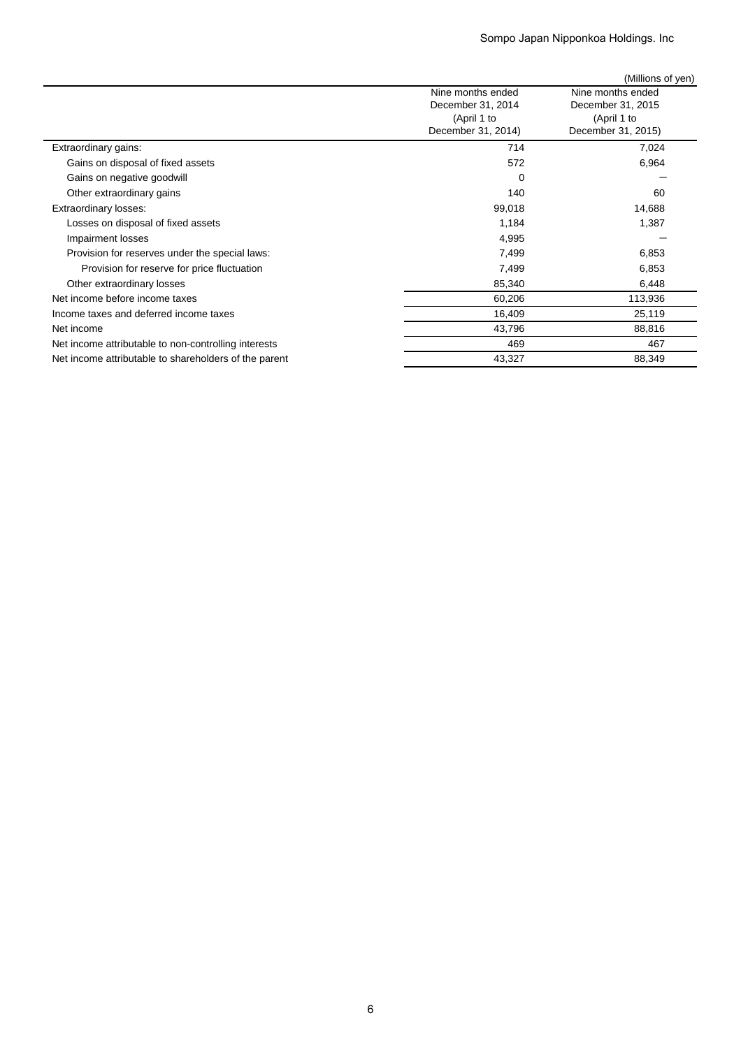(Millions of yen)

| | Nine months ended December 31, 2014 (April 1 to December 31, 2014) | Nine months ended December 31, 2015 (April 1 to December 31, 2015) |
|---|---|---|
| Extraordinary gains: | 714 | 7,024 |
| Gains on disposal of fixed assets | 572 | 6,964 |
| Gains on negative goodwill | 0 | ― |
| Other extraordinary gains | 140 | 60 |
| Extraordinary losses: | 99,018 | 14,688 |
| Losses on disposal of fixed assets | 1,184 | 1,387 |
| Impairment losses | 4,995 | ― |
| Provision for reserves under the special laws: | 7,499 | 6,853 |
| Provision for reserve for price fluctuation | 7,499 | 6,853 |
| Other extraordinary losses | 85,340 | 6,448 |
| Net income before income taxes | 60,206 | 113,936 |
| Income taxes and deferred income taxes | 16,409 | 25,119 |
| Net income | 43,796 | 88,816 |
| Net income attributable to non-controlling interests | 469 | 467 |
| Net income attributable to shareholders of the parent | 43,327 | 88,349 |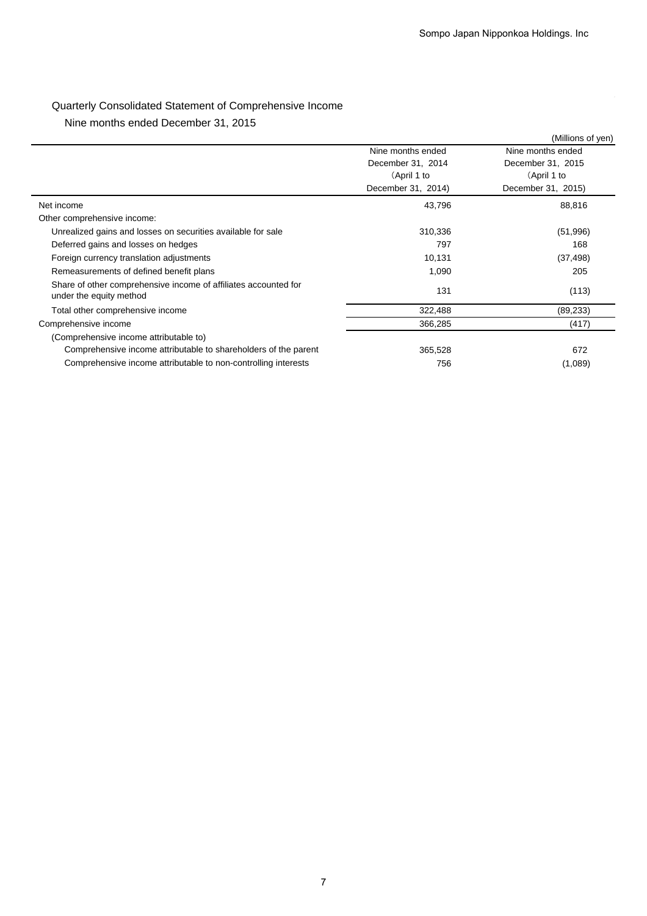## Quarterly Consolidated Statement of Comprehensive Income

### Nine months ended December 31, 2015

(Millions of yen)

| | Nine months ended December 31, 2014 (April 1 to December 31, 2014) | Nine months ended December 31, 2015 (April 1 to December 31, 2015) |
|---|---|---|
| Net income | 43,796 | 88,816 |
| Other comprehensive income: | | |
| Unrealized gains and losses on securities available for sale | 310,336 | (51,996) |
| Deferred gains and losses on hedges | 797 | 168 |
| Foreign currency translation adjustments | 10,131 | (37,498) |
| Remeasurements of defined benefit plans | 1,090 | 205 |
| Share of other comprehensive income of affiliates accounted for under the equity method | 131 | (113) |
| Total other comprehensive income | 322,488 | (89,233) |
| Comprehensive income | 366,285 | (417) |
| (Comprehensive income attributable to) | | |
| Comprehensive income attributable to shareholders of the parent | 365,528 | 672 |
| Comprehensive income attributable to non-controlling interests | 756 | (1,089) |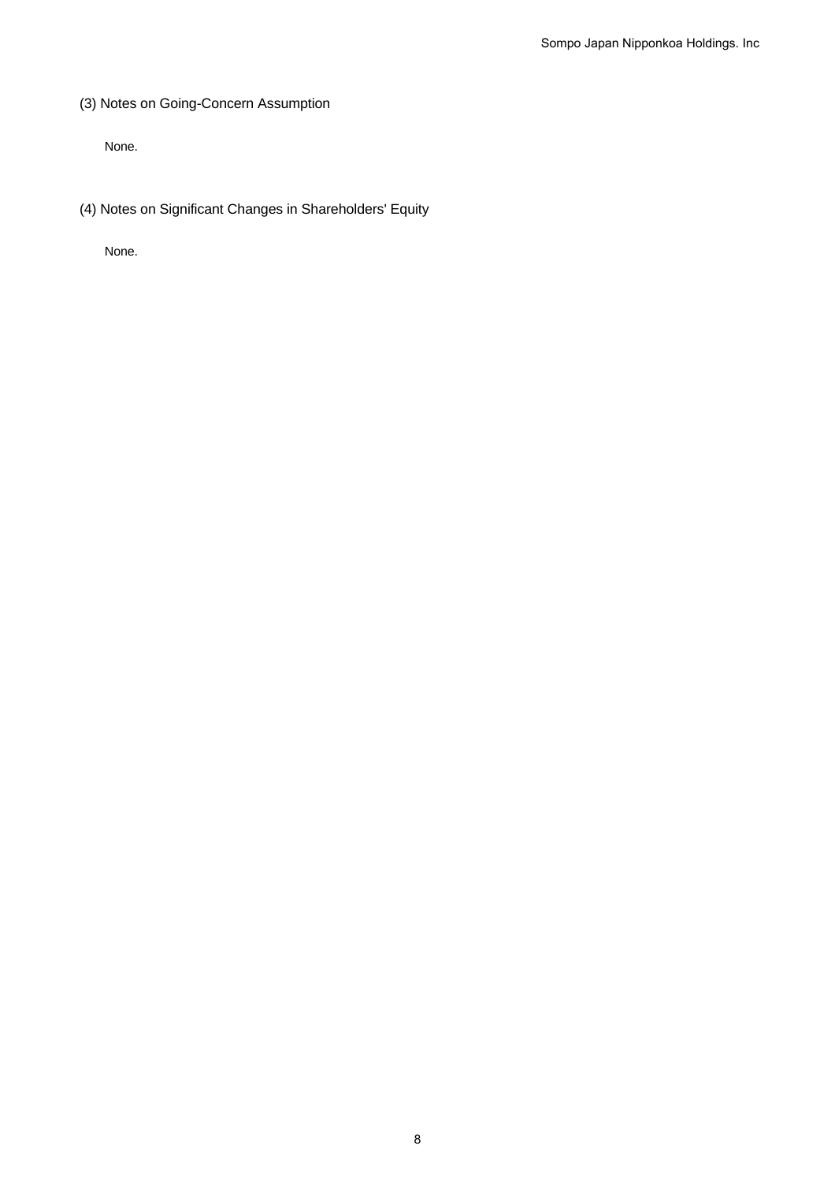### (3) Notes on Going-Concern Assumption

None.

### (4) Notes on Significant Changes in Shareholders' Equity

None.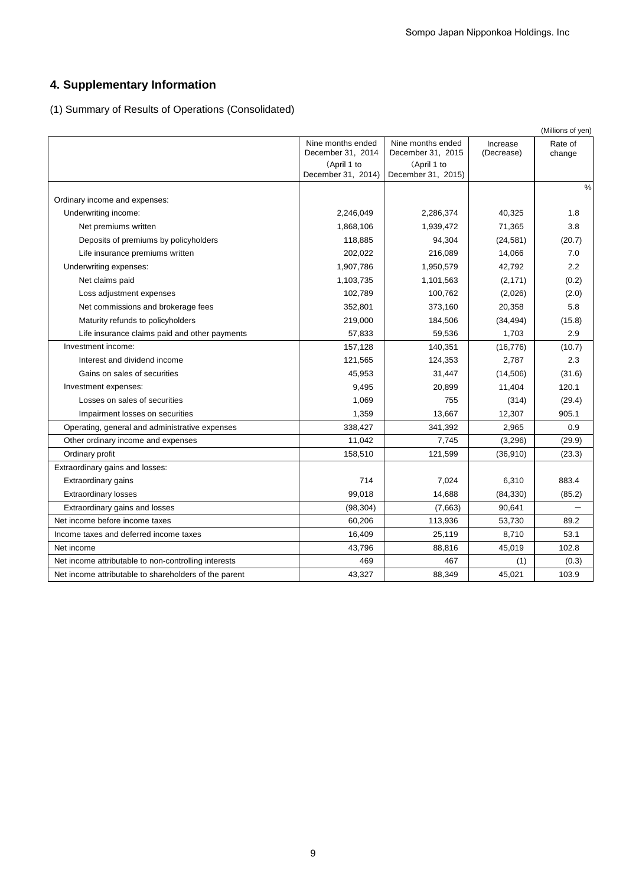## 4. Supplementary Information

(1) Summary of Results of Operations (Consolidated)

(Millions of yen)

| | Nine months ended December 31, 2014 (April 1 to December 31, 2014) | Nine months ended December 31, 2015 (April 1 to December 31, 2015) | Increase (Decrease) | Rate of change |
|---|---|---|---|---|
| | | | | % |
| Ordinary income and expenses: | | | | |
| Underwriting income: | 2,246,049 | 2,286,374 | 40,325 | 1.8 |
| Net premiums written | 1,868,106 | 1,939,472 | 71,365 | 3.8 |
| Deposits of premiums by policyholders | 118,885 | 94,304 | (24,581) | (20.7) |
| Life insurance premiums written | 202,022 | 216,089 | 14,066 | 7.0 |
| Underwriting expenses: | 1,907,786 | 1,950,579 | 42,792 | 2.2 |
| Net claims paid | 1,103,735 | 1,101,563 | (2,171) | (0.2) |
| Loss adjustment expenses | 102,789 | 100,762 | (2,026) | (2.0) |
| Net commissions and brokerage fees | 352,801 | 373,160 | 20,358 | 5.8 |
| Maturity refunds to policyholders | 219,000 | 184,506 | (34,494) | (15.8) |
| Life insurance claims paid and other payments | 57,833 | 59,536 | 1,703 | 2.9 |
| Investment income: | 157,128 | 140,351 | (16,776) | (10.7) |
| Interest and dividend income | 121,565 | 124,353 | 2,787 | 2.3 |
| Gains on sales of securities | 45,953 | 31,447 | (14,506) | (31.6) |
| Investment expenses: | 9,495 | 20,899 | 11,404 | 120.1 |
| Losses on sales of securities | 1,069 | 755 | (314) | (29.4) |
| Impairment losses on securities | 1,359 | 13,667 | 12,307 | 905.1 |
| Operating, general and administrative expenses | 338,427 | 341,392 | 2,965 | 0.9 |
| Other ordinary income and expenses | 11,042 | 7,745 | (3,296) | (29.9) |
| Ordinary profit | 158,510 | 121,599 | (36,910) | (23.3) |
| Extraordinary gains and losses: | | | | |
| Extraordinary gains | 714 | 7,024 | 6,310 | 883.4 |
| Extraordinary losses | 99,018 | 14,688 | (84,330) | (85.2) |
| Extraordinary gains and losses | (98,304) | (7,663) | 90,641 | − |
| Net income before income taxes | 60,206 | 113,936 | 53,730 | 89.2 |
| Income taxes and deferred income taxes | 16,409 | 25,119 | 8,710 | 53.1 |
| Net income | 43,796 | 88,816 | 45,019 | 102.8 |
| Net income attributable to non-controlling interests | 469 | 467 | (1) | (0.3) |
| Net income attributable to shareholders of the parent | 43,327 | 88,349 | 45,021 | 103.9 |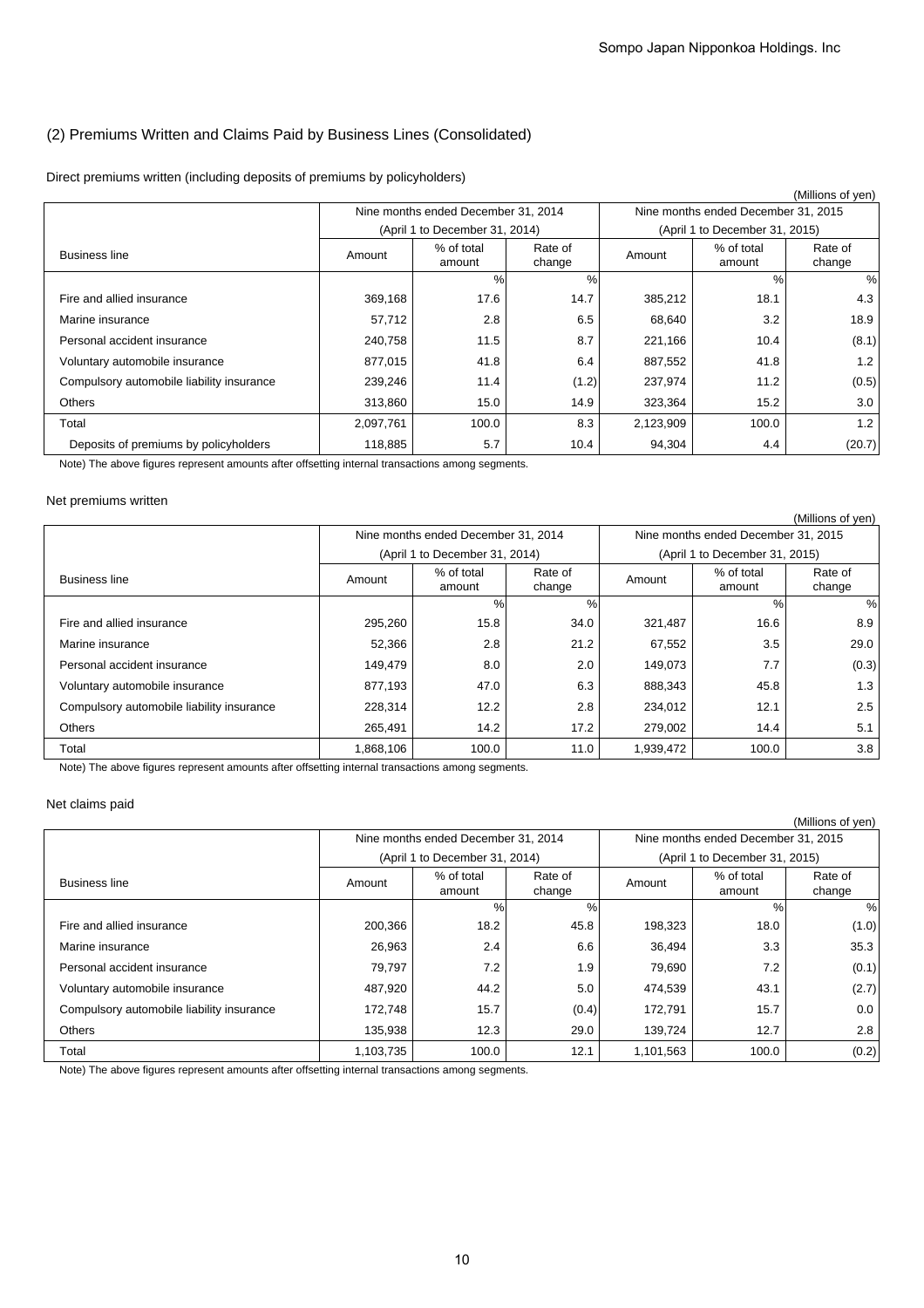## (2) Premiums Written and Claims Paid by Business Lines (Consolidated)

Direct premiums written (including deposits of premiums by policyholders)

(Millions of yen)

| Business line | Nine months ended December 31, 2014 (April 1 to December 31, 2014) | | | Nine months ended December 31, 2015 (April 1 to December 31, 2015) | | |
|---|---|---|---|---|---|---|
| | Amount | % of total amount | Rate of change | Amount | % of total amount | Rate of change |
| | | % | % | | % | % |
| Fire and allied insurance | 369,168 | 17.6 | 14.7 | 385,212 | 18.1 | 4.3 |
| Marine insurance | 57,712 | 2.8 | 6.5 | 68,640 | 3.2 | 18.9 |
| Personal accident insurance | 240,758 | 11.5 | 8.7 | 221,166 | 10.4 | (8.1) |
| Voluntary automobile insurance | 877,015 | 41.8 | 6.4 | 887,552 | 41.8 | 1.2 |
| Compulsory automobile liability insurance | 239,246 | 11.4 | (1.2) | 237,974 | 11.2 | (0.5) |
| Others | 313,860 | 15.0 | 14.9 | 323,364 | 15.2 | 3.0 |
| Total | 2,097,761 | 100.0 | 8.3 | 2,123,909 | 100.0 | 1.2 |
| Deposits of premiums by policyholders | 118,885 | 5.7 | 10.4 | 94,304 | 4.4 | (20.7) |

Note) The above figures represent amounts after offsetting internal transactions among segments.

Net premiums written

(Millions of yen)

| Business line | Nine months ended December 31, 2014 (April 1 to December 31, 2014) | | | Nine months ended December 31, 2015 (April 1 to December 31, 2015) | | |
|---|---|---|---|---|---|---|
| | Amount | % of total amount | Rate of change | Amount | % of total amount | Rate of change |
| | | % | % | | % | % |
| Fire and allied insurance | 295,260 | 15.8 | 34.0 | 321,487 | 16.6 | 8.9 |
| Marine insurance | 52,366 | 2.8 | 21.2 | 67,552 | 3.5 | 29.0 |
| Personal accident insurance | 149,479 | 8.0 | 2.0 | 149,073 | 7.7 | (0.3) |
| Voluntary automobile insurance | 877,193 | 47.0 | 6.3 | 888,343 | 45.8 | 1.3 |
| Compulsory automobile liability insurance | 228,314 | 12.2 | 2.8 | 234,012 | 12.1 | 2.5 |
| Others | 265,491 | 14.2 | 17.2 | 279,002 | 14.4 | 5.1 |
| Total | 1,868,106 | 100.0 | 11.0 | 1,939,472 | 100.0 | 3.8 |

Note) The above figures represent amounts after offsetting internal transactions among segments.

Net claims paid

(Millions of yen)

| Business line | Nine months ended December 31, 2014 (April 1 to December 31, 2014) | | | Nine months ended December 31, 2015 (April 1 to December 31, 2015) | | |
|---|---|---|---|---|---|---|
| | Amount | % of total amount | Rate of change | Amount | % of total amount | Rate of change |
| | | % | % | | % | % |
| Fire and allied insurance | 200,366 | 18.2 | 45.8 | 198,323 | 18.0 | (1.0) |
| Marine insurance | 26,963 | 2.4 | 6.6 | 36,494 | 3.3 | 35.3 |
| Personal accident insurance | 79,797 | 7.2 | 1.9 | 79,690 | 7.2 | (0.1) |
| Voluntary automobile insurance | 487,920 | 44.2 | 5.0 | 474,539 | 43.1 | (2.7) |
| Compulsory automobile liability insurance | 172,748 | 15.7 | (0.4) | 172,791 | 15.7 | 0.0 |
| Others | 135,938 | 12.3 | 29.0 | 139,724 | 12.7 | 2.8 |
| Total | 1,103,735 | 100.0 | 12.1 | 1,101,563 | 100.0 | (0.2) |

Note) The above figures represent amounts after offsetting internal transactions among segments.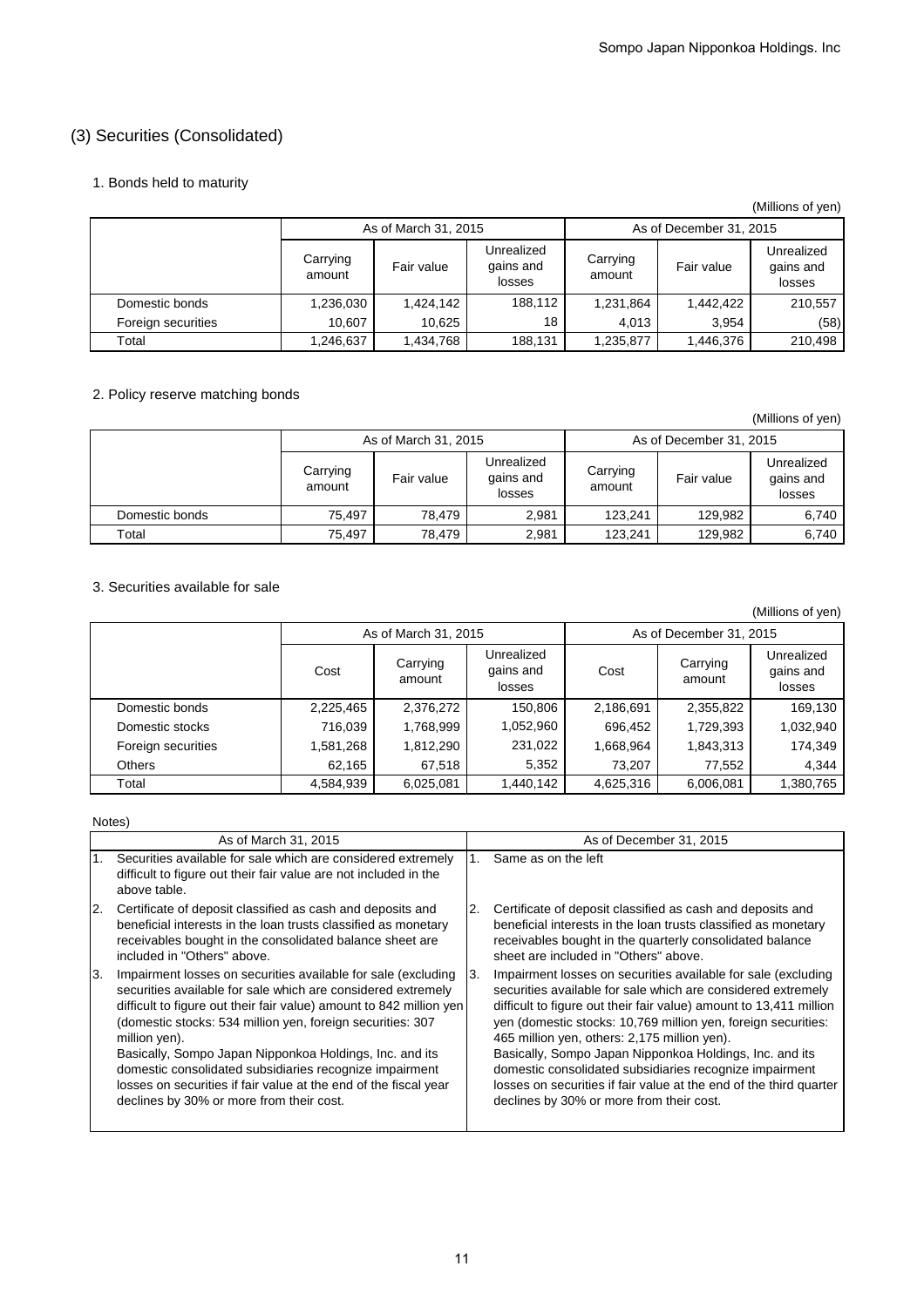## (3) Securities (Consolidated)

### 1. Bonds held to maturity

(Millions of yen)

| | As of March 31, 2015 | | | As of December 31, 2015 | | |
|---|---|---|---|---|---|---|
| | Carrying amount | Fair value | Unrealized gains and losses | Carrying amount | Fair value | Unrealized gains and losses |
| Domestic bonds | 1,236,030 | 1,424,142 | 188,112 | 1,231,864 | 1,442,422 | 210,557 |
| Foreign securities | 10,607 | 10,625 | 18 | 4,013 | 3,954 | (58) |
| Total | 1,246,637 | 1,434,768 | 188,131 | 1,235,877 | 1,446,376 | 210,498 |

### 2. Policy reserve matching bonds

(Millions of yen)

| | As of March 31, 2015 | | | As of December 31, 2015 | | |
|---|---|---|---|---|---|---|
| | Carrying amount | Fair value | Unrealized gains and losses | Carrying amount | Fair value | Unrealized gains and losses |
| Domestic bonds | 75,497 | 78,479 | 2,981 | 123,241 | 129,982 | 6,740 |
| Total | 75,497 | 78,479 | 2,981 | 123,241 | 129,982 | 6,740 |

### 3. Securities available for sale

(Millions of yen)

| | As of March 31, 2015 | | | As of December 31, 2015 | | |
|---|---|---|---|---|---|---|
| | Cost | Carrying amount | Unrealized gains and losses | Cost | Carrying amount | Unrealized gains and losses |
| Domestic bonds | 2,225,465 | 2,376,272 | 150,806 | 2,186,691 | 2,355,822 | 169,130 |
| Domestic stocks | 716,039 | 1,768,999 | 1,052,960 | 696,452 | 1,729,393 | 1,032,940 |
| Foreign securities | 1,581,268 | 1,812,290 | 231,022 | 1,668,964 | 1,843,313 | 174,349 |
| Others | 62,165 | 67,518 | 5,352 | 73,207 | 77,552 | 4,344 |
| Total | 4,584,939 | 6,025,081 | 1,440,142 | 4,625,316 | 6,006,081 | 1,380,765 |

Notes)

| As of March 31, 2015 | As of December 31, 2015 |
|---|---|
| 1. Securities available for sale which are considered extremely difficult to figure out their fair value are not included in the above table. | 1. Same as on the left |
| 2. Certificate of deposit classified as cash and deposits and beneficial interests in the loan trusts classified as monetary receivables bought in the consolidated balance sheet are included in "Others" above. | 2. Certificate of deposit classified as cash and deposits and beneficial interests in the loan trusts classified as monetary receivables bought in the quarterly consolidated balance sheet are included in "Others" above. |
| 3. Impairment losses on securities available for sale (excluding securities available for sale which are considered extremely difficult to figure out their fair value) amount to 842 million yen (domestic stocks: 534 million yen, foreign securities: 307 million yen). Basically, Sompo Japan Nipponkoa Holdings, Inc. and its domestic consolidated subsidiaries recognize impairment losses on securities if fair value at the end of the fiscal year declines by 30% or more from their cost. | 3. Impairment losses on securities available for sale (excluding securities available for sale which are considered extremely difficult to figure out their fair value) amount to 13,411 million yen (domestic stocks: 10,769 million yen, foreign securities: 465 million yen, others: 2,175 million yen). Basically, Sompo Japan Nipponkoa Holdings, Inc. and its domestic consolidated subsidiaries recognize impairment losses on securities if fair value at the end of the third quarter declines by 30% or more from their cost. |